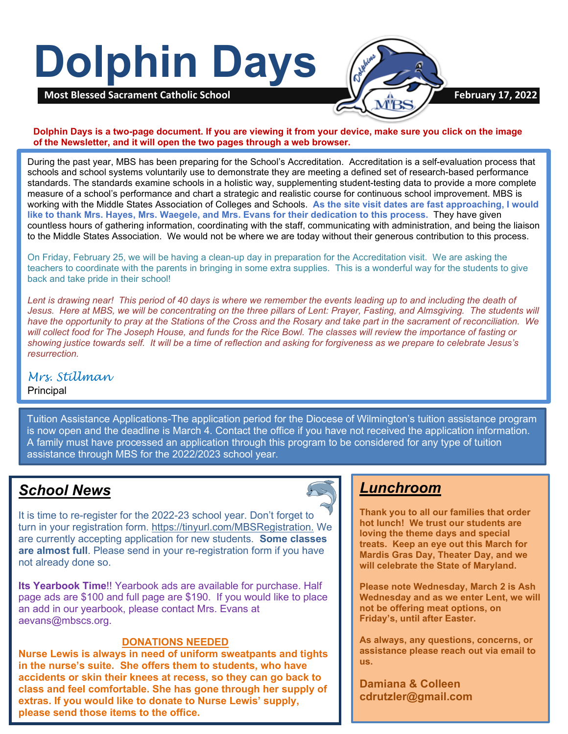# Dolphin Days

**Most Blessed Sacrament Catholic School** **February 17, 2022**

**Dolphin Days is a two-page document. If you are viewing it from your device, make sure you click on the image of the Newsletter, and it will open the two pages through a web browser.**

During the past year, MBS has been preparing for the School's Accreditation. Accreditation is a self-evaluation process that schools and school systems voluntarily use to demonstrate they are meeting a defined set of research-based performance standards. The standards examine schools in a holistic way, supplementing student-testing data to provide a more complete measure of a school's performance and chart a strategic and realistic course for continuous school improvement. MBS is working with the Middle States Association of Colleges and Schools. **As the site visit dates are fast approaching, I would like to thank Mrs. Hayes, Mrs. Waegele, and Mrs. Evans for their dedication to this process.** They have given countless hours of gathering information, coordinating with the staff, communicating with administration, and being the liaison to the Middle States Association. We would not be where we are today without their generous contribution to this process.

On Friday, February 25, we will be having a clean-up day in preparation for the Accreditation visit. We are asking the teachers to coordinate with the parents in bringing in some extra supplies. This is a wonderful way for the students to give back and take pride in their school!

*Lent is drawing near! This period of 40 days is where we remember the events leading up to and including the death of Jesus. Here at MBS, we will be concentrating on the three pillars of Lent: Prayer, Fasting, and Almsgiving. The students will have the opportunity to pray at the Stations of the Cross and the Rosary and take part in the sacrament of reconciliation. We will collect food for The Joseph House, and funds for the Rice Bowl. The classes will review the importance of fasting or showing justice towards self. It will be a time of reflection and asking for forgiveness as we prepare to celebrate Jesus's resurrection.*

*Mrs. Stillman*
Principal

Tuition Assistance Applications-The application period for the Diocese of Wilmington's tuition assistance program is now open and the deadline is March 4. Contact the office if you have not received the application information. A family must have processed an application through this program to be considered for any type of tuition assistance through MBS for the 2022/2023 school year.

## School News

It is time to re-register for the 2022-23 school year. Don't forget to turn in your registration form. https://tinyurl.com/MBSRegistration. We are currently accepting application for new students. **Some classes are almost full**. Please send in your re-registration form if you have not already done so.

**Its Yearbook Time**!! Yearbook ads are available for purchase. Half page ads are $100 and full page are $190. If you would like to place an add in our yearbook, please contact Mrs. Evans at aevans@mbscs.org.

**DONATIONS NEEDED**

**Nurse Lewis is always in need of uniform sweatpants and tights in the nurse's suite. She offers them to students, who have accidents or skin their knees at recess, so they can go back to class and feel comfortable. She has gone through her supply of extras. If you would like to donate to Nurse Lewis' supply, please send those items to the office.**

## Lunchroom

**Thank you to all our families that order hot lunch! We trust our students are loving the theme days and special treats. Keep an eye out this March for Mardis Gras Day, Theater Day, and we will celebrate the State of Maryland.**

**Please note Wednesday, March 2 is Ash Wednesday and as we enter Lent, we will not be offering meat options, on Friday's, until after Easter.**

**As always, any questions, concerns, or assistance please reach out via email to us.**

**Damiana & Colleen**
**cdrutzler@gmail.com**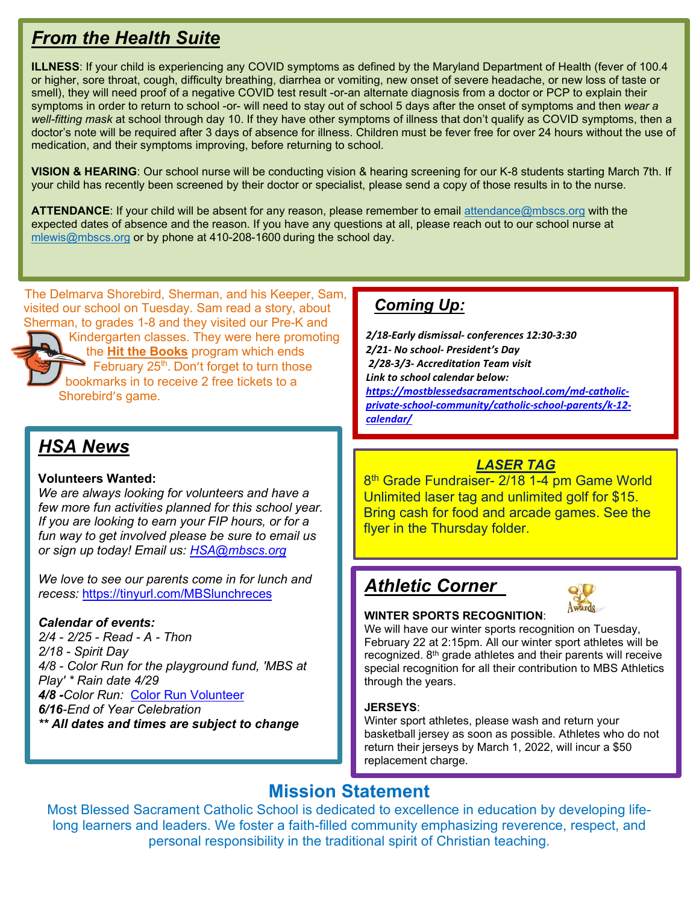## *From the Health Suite*

**ILLNESS**: If your child is experiencing any COVID symptoms as defined by the Maryland Department of Health (fever of 100.4 or higher, sore throat, cough, difficulty breathing, diarrhea or vomiting, new onset of severe headache, or new loss of taste or smell), they will need proof of a negative COVID test result -or-an alternate diagnosis from a doctor or PCP to explain their symptoms in order to return to school -or- will need to stay out of school 5 days after the onset of symptoms and then *wear a well-fitting mask* at school through day 10. If they have other symptoms of illness that don't qualify as COVID symptoms, then a doctor's note will be required after 3 days of absence for illness. Children must be fever free for over 24 hours without the use of medication, and their symptoms improving, before returning to school.

**VISION & HEARING**: Our school nurse will be conducting vision & hearing screening for our K-8 students starting March 7th. If your child has recently been screened by their doctor or specialist, please send a copy of those results in to the nurse.

**ATTENDANCE**: If your child will be absent for any reason, please remember to email attendance@mbscs.org with the expected dates of absence and the reason. If you have any questions at all, please reach out to our school nurse at mlewis@mbscs.org or by phone at 410-208-1600 during the school day.

The Delmarva Shorebird, Sherman, and his Keeper, Sam, visited our school on Tuesday. Sam read a story, about Sherman, to grades 1-8 and they visited our Pre-K and Kindergarten classes. They were here promoting the **Hit the Books** program which ends February 25th. Don't forget to turn those bookmarks in to receive 2 free tickets to a Shorebird's game.

## *Coming Up:*

*2/18-Early dismissal- conferences 12:30-3:30*
*2/21- No school- President's Day*
*2/28-3/3- Accreditation Team visit*
*Link to school calendar below:*
*https://mostblessedsacramentschool.com/md-catholic-private-school-community/catholic-school-parents/k-12-calendar/*

## *HSA News*

**Volunteers Wanted:**
*We are always looking for volunteers and have a few more fun activities planned for this school year. If you are looking to earn your FIP hours, or for a fun way to get involved please be sure to email us or sign up today! Email us: HSA@mbscs.org*

*We love to see our parents come in for lunch and recess:* https://tinyurl.com/MBSlunchreces

***Calendar of events:***
*2/4 - 2/25 - Read - A - Thon*
*2/18 - Spirit Day*
*4/8 - Color Run for the playground fund, 'MBS at Play' * Rain date 4/29*
***4/8 -****Color Run:* Color Run Volunteer
***6/16****-End of Year Celebration*
***** All dates and times are subject to change***

## *LASER TAG*

8th Grade Fundraiser- 2/18 1-4 pm Game World Unlimited laser tag and unlimited golf for $15. Bring cash for food and arcade games. See the flyer in the Thursday folder.

## *Athletic Corner*

**WINTER SPORTS RECOGNITION**:
We will have our winter sports recognition on Tuesday, February 22 at 2:15pm. All our winter sport athletes will be recognized. 8th grade athletes and their parents will receive special recognition for all their contribution to MBS Athletics through the years.

**JERSEYS**:
Winter sport athletes, please wash and return your basketball jersey as soon as possible. Athletes who do not return their jerseys by March 1, 2022, will incur a $50 replacement charge.

## Mission Statement

Most Blessed Sacrament Catholic School is dedicated to excellence in education by developing life-long learners and leaders. We foster a faith-filled community emphasizing reverence, respect, and personal responsibility in the traditional spirit of Christian teaching.